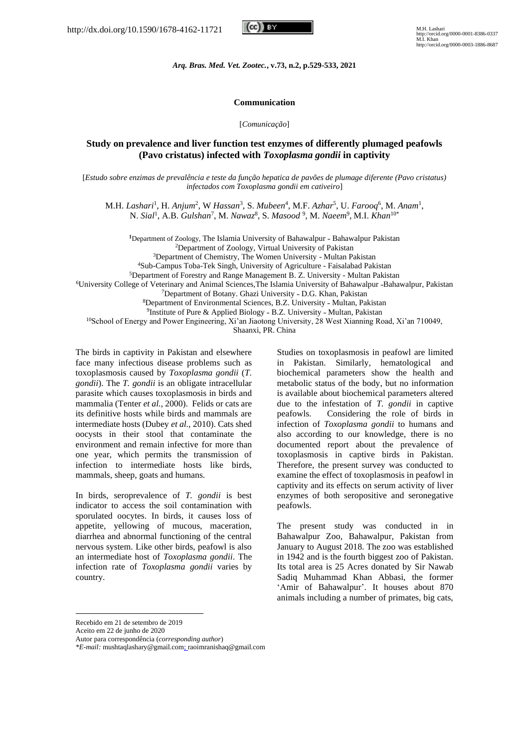http://dx.doi.org/10.1590/1678-4162-11721

M.H. Lashari
http://orcid.org/0000-0001-8386-0337
M.I. Khan
http://orcid.org/0000-0003-1886-8687

**Communication**

[*Comunicação*]

# Study on prevalence and liver function test enzymes of differently plumaged peafowls (Pavo cristatus) infected with *Toxoplasma gondii* in captivity

[*Estudo sobre enzimas de prevalência e teste da função hepatica de pavões de plumage diferente (Pavo cristatus) infectados com Toxoplasma gondii em cativeiro*]

M.H. *Lashari*[1], H. *Anjum*[2], W *Hassan*[3], S. *Mubeen*[4], M.F. *Azhar*[5], U. *Farooq*[6], M. *Anam*[1], N. *Sial*[1], A.B. *Gulshan*[7], M. *Nawaz*[8], S. *Masood*[9], M. *Naeem*[9], M.I. *Khan*[10*]

[1]Department of Zoology, The Islamia University of Bahawalpur - Bahawalpur Pakistan
[2]Department of Zoology, Virtual University of Pakistan
[3]Department of Chemistry, The Women University - Multan Pakistan
[4]Sub-Campus Toba-Tek Singh, University of Agriculture - Faisalabad Pakistan
[5]Department of Forestry and Range Management B. Z. University - Multan Pakistan
[6]University College of Veterinary and Animal Sciences,The Islamia University of Bahawalpur -Bahawalpur, Pakistan
[7]Department of Botany. Ghazi University - D.G. Khan, Pakistan
[8]Department of Environmental Sciences, B.Z. University - Multan, Pakistan
[9]Institute of Pure & Applied Biology - B.Z. University - Multan, Pakistan
[10]School of Energy and Power Engineering, Xi'an Jiaotong University, 28 West Xianning Road, Xi'an 710049, Shaanxi, PR. China

The birds in captivity in Pakistan and elsewhere face many infectious disease problems such as toxoplasmosis caused by *Toxoplasma gondii* (*T. gondii*). The *T. gondii* is an obligate intracellular parasite which causes toxoplasmosis in birds and mammalia (Tenter *et al.,* 2000). Felids or cats are its definitive hosts while birds and mammals are intermediate hosts (Dubey *et al.,* 2010). Cats shed oocysts in their stool that contaminate the environment and remain infective for more than one year, which permits the transmission of infection to intermediate hosts like birds, mammals, sheep, goats and humans.

In birds, seroprevalence of *T. gondii* is best indicator to access the soil contamination with sporulated oocytes. In birds, it causes loss of appetite, yellowing of mucous, maceration, diarrhea and abnormal functioning of the central nervous system. Like other birds, peafowl is also an intermediate host of *Toxoplasma gondii*. The infection rate of *Toxoplasma gondii* varies by country.

Studies on toxoplasmosis in peafowl are limited in Pakistan. Similarly, hematological and biochemical parameters show the health and metabolic status of the body, but no information is available about biochemical parameters altered due to the infestation of *T. gondii* in captive peafowls. Considering the role of birds in infection of *Toxoplasma gondii* to humans and also according to our knowledge, there is no documented report about the prevalence of toxoplasmosis in captive birds in Pakistan. Therefore, the present survey was conducted to examine the effect of toxoplasmosis in peafowl in captivity and its effects on serum activity of liver enzymes of both seropositive and seronegative peafowls.

The present study was conducted in in Bahawalpur Zoo, Bahawalpur, Pakistan from January to August 2018. The zoo was established in 1942 and is the fourth biggest zoo of Pakistan. Its total area is 25 Acres donated by Sir Nawab Sadiq Muhammad Khan Abbasi, the former 'Amir of Bahawalpur'. It houses about 870 animals including a number of primates, big cats,

---

Recebido em 21 de setembro de 2019
Aceito em 22 de junho de 2020
Autor para correspondência (*corresponding author*)
**E-mail:* mushtaqlashary@gmail.com; raoimranishaq@gmail.com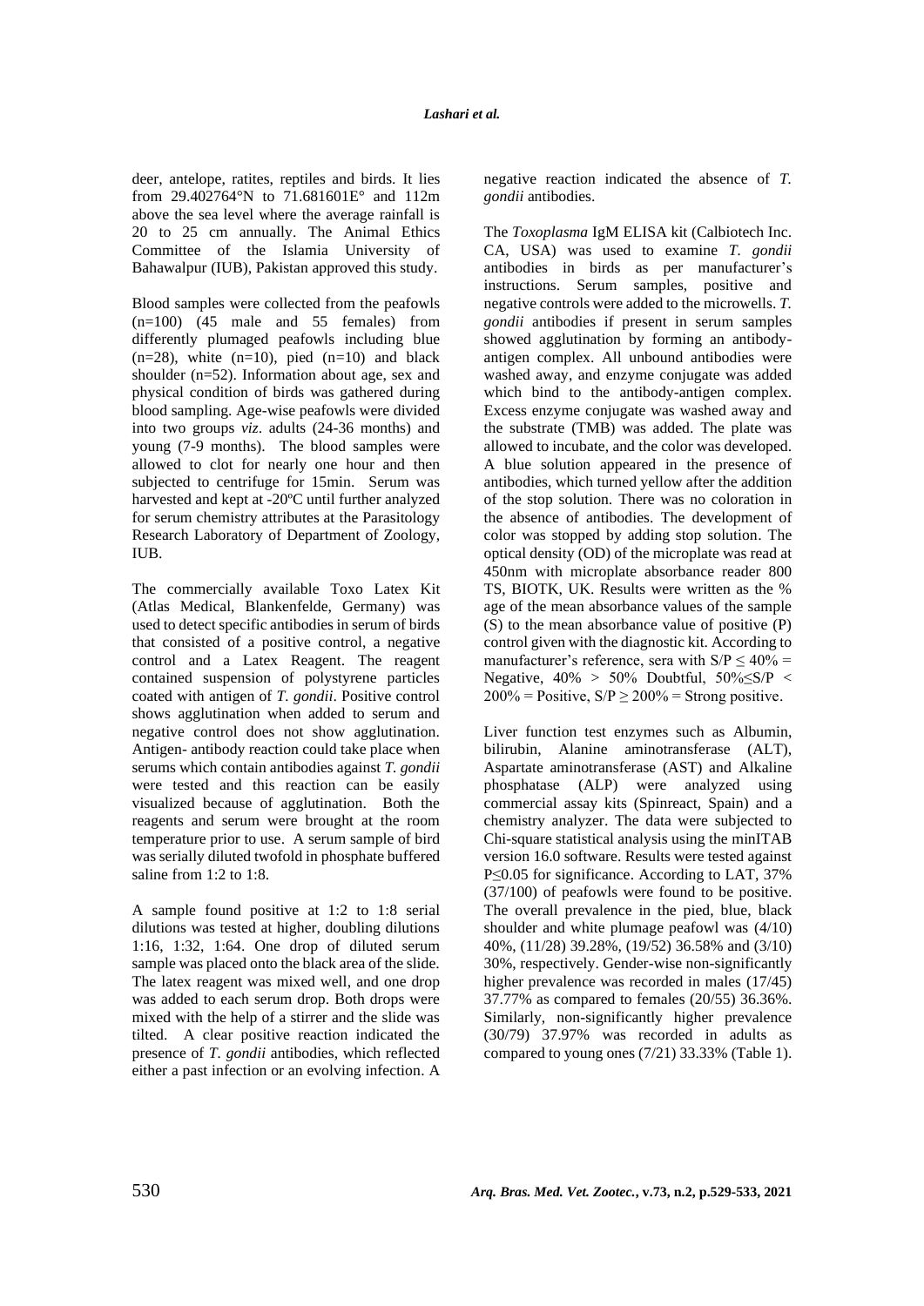deer, antelope, ratites, reptiles and birds. It lies from 29.402764°N to 71.681601E° and 112m above the sea level where the average rainfall is 20 to 25 cm annually. The Animal Ethics Committee of the Islamia University of Bahawalpur (IUB), Pakistan approved this study.

Blood samples were collected from the peafowls (n=100) (45 male and 55 females) from differently plumaged peafowls including blue (n=28), white (n=10), pied (n=10) and black shoulder (n=52). Information about age, sex and physical condition of birds was gathered during blood sampling. Age-wise peafowls were divided into two groups *viz*. adults (24-36 months) and young (7-9 months). The blood samples were allowed to clot for nearly one hour and then subjected to centrifuge for 15min. Serum was harvested and kept at -20ºC until further analyzed for serum chemistry attributes at the Parasitology Research Laboratory of Department of Zoology, IUB.

The commercially available Toxo Latex Kit (Atlas Medical, Blankenfelde, Germany) was used to detect specific antibodies in serum of birds that consisted of a positive control, a negative control and a Latex Reagent. The reagent contained suspension of polystyrene particles coated with antigen of *T. gondii*. Positive control shows agglutination when added to serum and negative control does not show agglutination. Antigen- antibody reaction could take place when serums which contain antibodies against *T. gondii* were tested and this reaction can be easily visualized because of agglutination. Both the reagents and serum were brought at the room temperature prior to use. A serum sample of bird was serially diluted twofold in phosphate buffered saline from 1:2 to 1:8.

A sample found positive at 1:2 to 1:8 serial dilutions was tested at higher, doubling dilutions 1:16, 1:32, 1:64. One drop of diluted serum sample was placed onto the black area of the slide. The latex reagent was mixed well, and one drop was added to each serum drop. Both drops were mixed with the help of a stirrer and the slide was tilted. A clear positive reaction indicated the presence of *T. gondii* antibodies, which reflected either a past infection or an evolving infection. A negative reaction indicated the absence of *T. gondii* antibodies.

The *Toxoplasma* IgM ELISA kit (Calbiotech Inc. CA, USA) was used to examine *T. gondii* antibodies in birds as per manufacturer's instructions. Serum samples, positive and negative controls were added to the microwells. *T. gondii* antibodies if present in serum samples showed agglutination by forming an antibody-antigen complex. All unbound antibodies were washed away, and enzyme conjugate was added which bind to the antibody-antigen complex. Excess enzyme conjugate was washed away and the substrate (TMB) was added. The plate was allowed to incubate, and the color was developed. A blue solution appeared in the presence of antibodies, which turned yellow after the addition of the stop solution. There was no coloration in the absence of antibodies. The development of color was stopped by adding stop solution. The optical density (OD) of the microplate was read at 450nm with microplate absorbance reader 800 TS, BIOTK, UK. Results were written as the % age of the mean absorbance values of the sample (S) to the mean absorbance value of positive (P) control given with the diagnostic kit. According to manufacturer's reference, sera with $S/P \leq 40\%$ = Negative, 40% > 50% Doubtful, $50\% \leq S/P < 200\%$ = Positive, $S/P \geq 200\%$ = Strong positive.

Liver function test enzymes such as Albumin, bilirubin, Alanine aminotransferase (ALT), Aspartate aminotransferase (AST) and Alkaline phosphatase (ALP) were analyzed using commercial assay kits (Spinreact, Spain) and a chemistry analyzer. The data were subjected to Chi-square statistical analysis using the minITAB version 16.0 software. Results were tested against $P \leq 0.05$ for significance. According to LAT, 37% (37/100) of peafowls were found to be positive. The overall prevalence in the pied, blue, black shoulder and white plumage peafowl was (4/10) 40%, (11/28) 39.28%, (19/52) 36.58% and (3/10) 30%, respectively. Gender-wise non-significantly higher prevalence was recorded in males (17/45) 37.77% as compared to females (20/55) 36.36%. Similarly, non-significantly higher prevalence (30/79) 37.97% was recorded in adults as compared to young ones (7/21) 33.33% (Table 1).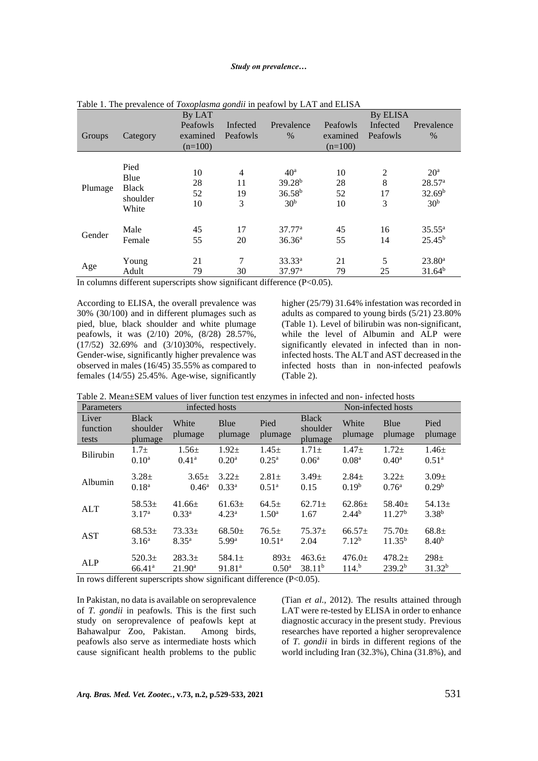Table 1. The prevalence of *Toxoplasma gondii* in peafowl by LAT and ELISA

| Groups | Category | By LAT Peafowls examined (n=100) | Infected Peafowls | Prevalence % | By ELISA Peafowls examined (n=100) | Infected Peafowls | Prevalence % |
|---|---|---|---|---|---|---|---|
| Plumage | Pied | 10 | 4 | 40[a] | 10 | 2 | 20[a] |
| | Blue | 28 | 11 | 39.28[b] | 28 | 8 | 28.57[a] |
| | Black shoulder | 52 | 19 | 36.58[b] | 52 | 17 | 32.69[b] |
| | White | 10 | 3 | 30[b] | 10 | 3 | 30[b] |
| Gender | Male | 45 | 17 | 37.77[a] | 45 | 16 | 35.55[a] |
| | Female | 55 | 20 | 36.36[a] | 55 | 14 | 25.45[b] |
| Age | Young | 21 | 7 | 33.33[a] | 21 | 5 | 23.80[a] |
| | Adult | 79 | 30 | 37.97[a] | 79 | 25 | 31.64[b] |

In columns different superscripts show significant difference (P<0.05).

According to ELISA, the overall prevalence was 30% (30/100) and in different plumages such as pied, blue, black shoulder and white plumage peafowls, it was (2/10) 20%, (8/28) 28.57%, (17/52) 32.69% and (3/10)30%, respectively. Gender-wise, significantly higher prevalence was observed in males (16/45) 35.55% as compared to females (14/55) 25.45%. Age-wise, significantly higher (25/79) 31.64% infestation was recorded in adults as compared to young birds (5/21) 23.80% (Table 1). Level of bilirubin was non-significant, while the level of Albumin and ALP were significantly elevated in infected than in non-infected hosts. The ALT and AST decreased in the infected hosts than in non-infected peafowls (Table 2).

Table 2. Mean±SEM values of liver function test enzymes in infected and non- infected hosts

| Parameters | infected hosts | | | | Non-infected hosts | | | |
|---|---|---|---|---|---|---|---|---|
| Liver function tests | Black shoulder plumage | White plumage | Blue plumage | Pied plumage | Black shoulder plumage | White plumage | Blue plumage | Pied plumage |
| Bilirubin | 1.7± 0.10[a] | 1.56± 0.41[a] | 1.92± 0.20[a] | 1.45± 0.25[a] | 1.71± 0.06[a] | 1.47± 0.08[a] | 1.72± 0.40[a] | 1.46± 0.51[a] |
| Albumin | 3.28± 0.18[a] | 3.65± 0.46[a] | 3.22± 0.33[a] | 2.81± 0.51[a] | 3.49± 0.15 | 2.84± 0.19[b] | 3.22± 0.76[a] | 3.09± 0.29[b] |
| ALT | 58.53± 3.17[a] | 41.66± 0.33[a] | 61.63± 4.23[a] | 64.5± 1.50[a] | 62.71± 1.67 | 62.86± 2.44[b] | 58.40± 11.27[b] | 54.13± 3.38[b] |
| AST | 68.53± 3.16[a] | 73.33± 8.35[a] | 68.50± 5.99[a] | 76.5± 10.51[a] | 75.37± 2.04 | 66.57± 7.12[b] | 75.70± 11.35[b] | 68.8± 8.40[b] |
| ALP | 520.3± 66.41[a] | 283.3± 21.90[a] | 584.1± 91.81[a] | 893± 0.50[a] | 463.6± 38.11[b] | 476.0± 114.[b] | 478.2± 239.2[b] | 298± 31.32[b] |

In rows different superscripts show significant difference (P<0.05).

In Pakistan, no data is available on seroprevalence of *T. gondii* in peafowls. This is the first such study on seroprevalence of peafowls kept at Bahawalpur Zoo, Pakistan. Among birds, peafowls also serve as intermediate hosts which cause significant health problems to the public (Tian *et al.,* 2012). The results attained through LAT were re-tested by ELISA in order to enhance diagnostic accuracy in the present study. Previous researches have reported a higher seroprevalence of *T. gondii* in birds in different regions of the world including Iran (32.3%), China (31.8%), and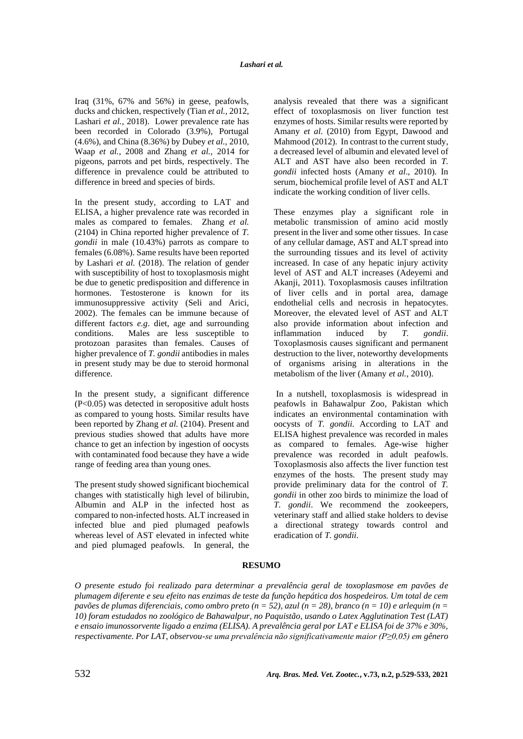Iraq (31%, 67% and 56%) in geese, peafowls, ducks and chicken, respectively (Tian *et al.,* 2012, Lashari *et al.,* 2018). Lower prevalence rate has been recorded in Colorado (3.9%), Portugal (4.6%), and China (8.36%) by Dubey *et al.,* 2010, Waap *et al.,* 2008 and Zhang *et al.,* 2014 for pigeons, parrots and pet birds, respectively. The difference in prevalence could be attributed to difference in breed and species of birds.

In the present study, according to LAT and ELISA, a higher prevalence rate was recorded in males as compared to females. Zhang *et al.* (2104) in China reported higher prevalence of *T. gondii* in male (10.43%) parrots as compare to females (6.08%). Same results have been reported by Lashari *et al.* (2018). The relation of gender with susceptibility of host to toxoplasmosis might be due to genetic predisposition and difference in hormones. Testosterone is known for its immunosuppressive activity (Seli and Arici, 2002). The females can be immune because of different factors *e.g*. diet, age and surrounding conditions. Males are less susceptible to protozoan parasites than females. Causes of higher prevalence of *T. gondii* antibodies in males in present study may be due to steroid hormonal difference.

In the present study, a significant difference ($P<0.05$) was detected in seropositive adult hosts as compared to young hosts. Similar results have been reported by Zhang *et al.* (2104). Present and previous studies showed that adults have more chance to get an infection by ingestion of oocysts with contaminated food because they have a wide range of feeding area than young ones.

The present study showed significant biochemical changes with statistically high level of bilirubin, Albumin and ALP in the infected host as compared to non-infected hosts. ALT increased in infected blue and pied plumaged peafowls whereas level of AST elevated in infected white and pied plumaged peafowls. In general, the analysis revealed that there was a significant effect of toxoplasmosis on liver function test enzymes of hosts. Similar results were reported by Amany *et al*. (2010) from Egypt, Dawood and Mahmood (2012). In contrast to the current study, a decreased level of albumin and elevated level of ALT and AST have also been recorded in *T. gondii* infected hosts (Amany *et al*., 2010). In serum, biochemical profile level of AST and ALT indicate the working condition of liver cells.

These enzymes play a significant role in metabolic transmission of amino acid mostly present in the liver and some other tissues. In case of any cellular damage, AST and ALT spread into the surrounding tissues and its level of activity increased. In case of any hepatic injury activity level of AST and ALT increases (Adeyemi and Akanji, 2011). Toxoplasmosis causes infiltration of liver cells and in portal area, damage endothelial cells and necrosis in hepatocytes. Moreover, the elevated level of AST and ALT also provide information about infection and inflammation induced by *T. gondii*. Toxoplasmosis causes significant and permanent destruction to the liver, noteworthy developments of organisms arising in alterations in the metabolism of the liver (Amany *et al.,* 2010).

In a nutshell, toxoplasmosis is widespread in peafowls in Bahawalpur Zoo, Pakistan which indicates an environmental contamination with oocysts of *T. gondii.* According to LAT and ELISA highest prevalence was recorded in males as compared to females. Age-wise higher prevalence was recorded in adult peafowls. Toxoplasmosis also affects the liver function test enzymes of the hosts. The present study may provide preliminary data for the control of *T. gondii* in other zoo birds to minimize the load of *T. gondii*. We recommend the zookeepers, veterinary staff and allied stake holders to devise a directional strategy towards control and eradication of *T. gondii*.

## RESUMO

*O presente estudo foi realizado para determinar a prevalência geral de toxoplasmose em pavões de plumagem diferente e seu efeito nas enzimas de teste da função hepática dos hospedeiros. Um total de cem pavões de plumas diferenciais, como ombro preto (n = 52), azul (n = 28), branco (n = 10) e arlequim (n = 10) foram estudados no zoológico de Bahawalpur, no Paquistão, usando o Latex Agglutination Test (LAT) e ensaio imunossorvente ligado a enzima (ELISA). A prevalência geral por LAT e ELISA foi de 37% e 30%, respectivamente. Por LAT, observou-se uma prevalência não significativamente maior (P≥0,05) em gênero*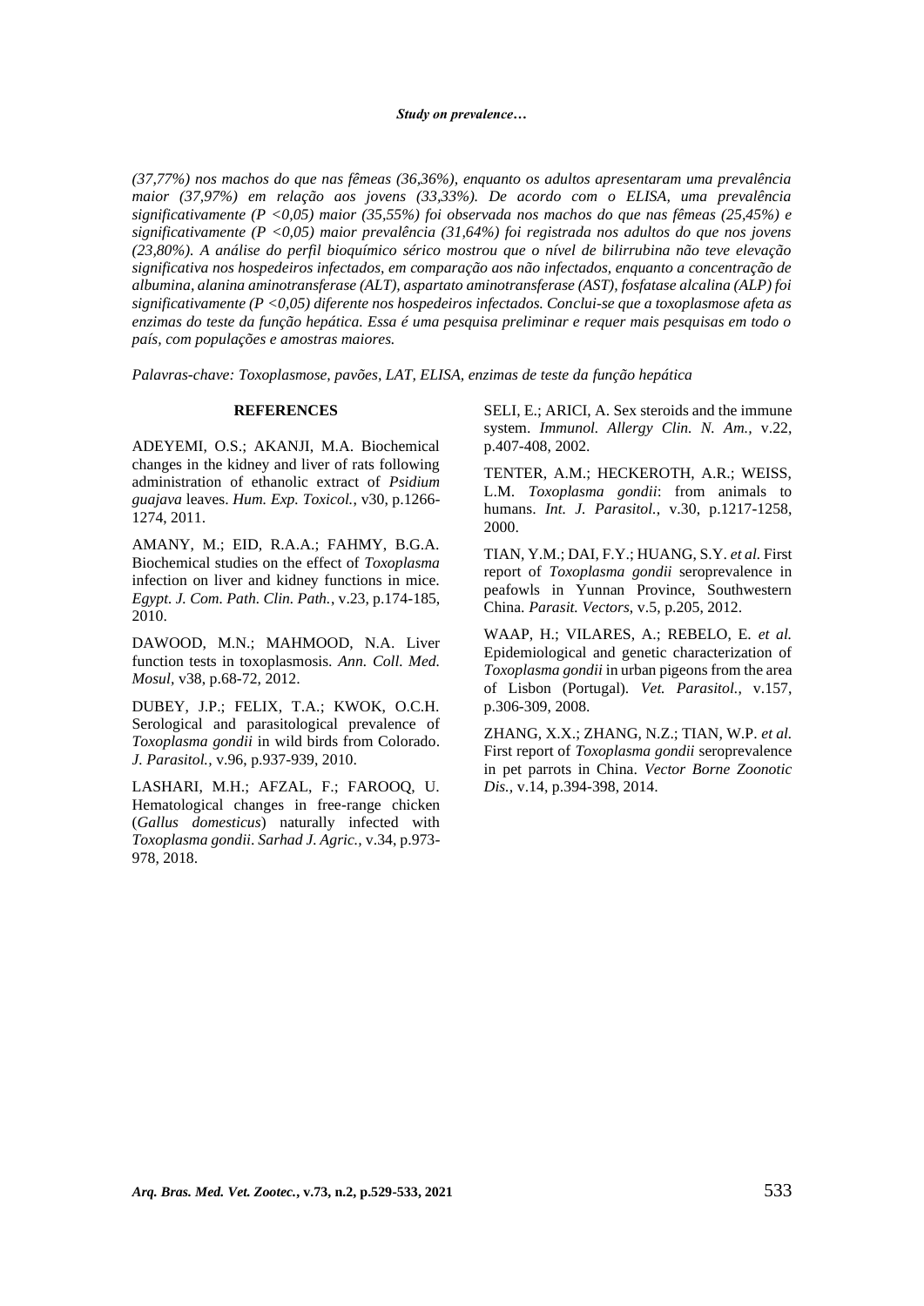*(37,77%) nos machos do que nas fêmeas (36,36%), enquanto os adultos apresentaram uma prevalência maior (37,97%) em relação aos jovens (33,33%). De acordo com o ELISA, uma prevalência significativamente (P <0,05) maior (35,55%) foi observada nos machos do que nas fêmeas (25,45%) e significativamente (P <0,05) maior prevalência (31,64%) foi registrada nos adultos do que nos jovens (23,80%). A análise do perfil bioquímico sérico mostrou que o nível de bilirrubina não teve elevação significativa nos hospedeiros infectados, em comparação aos não infectados, enquanto a concentração de albumina, alanina aminotransferase (ALT), aspartato aminotransferase (AST), fosfatase alcalina (ALP) foi significativamente (P <0,05) diferente nos hospedeiros infectados. Conclui-se que a toxoplasmose afeta as enzimas do teste da função hepática. Essa é uma pesquisa preliminar e requer mais pesquisas em todo o país, com populações e amostras maiores.*

*Palavras-chave: Toxoplasmose, pavões, LAT, ELISA, enzimas de teste da função hepática*

## REFERENCES

ADEYEMI, O.S.; AKANJI, M.A. Biochemical changes in the kidney and liver of rats following administration of ethanolic extract of *Psidium guajava* leaves. *Hum. Exp. Toxicol.*, v30, p.1266-1274, 2011.

AMANY, M.; EID, R.A.A.; FAHMY, B.G.A. Biochemical studies on the effect of *Toxoplasma* infection on liver and kidney functions in mice. *Egypt. J. Com. Path. Clin. Path.*, v.23, p.174-185, 2010.

DAWOOD, M.N.; MAHMOOD, N.A. Liver function tests in toxoplasmosis. *Ann. Coll. Med. Mosul*, v38, p.68-72, 2012.

DUBEY, J.P.; FELIX, T.A.; KWOK, O.C.H. Serological and parasitological prevalence of *Toxoplasma gondii* in wild birds from Colorado. *J. Parasitol.*, v.96, p.937-939, 2010.

LASHARI, M.H.; AFZAL, F.; FAROOQ, U. Hematological changes in free-range chicken (*Gallus domesticus*) naturally infected with *Toxoplasma gondii*. *Sarhad J. Agric.*, v.34, p.973-978, 2018.

SELI, E.; ARICI, A. Sex steroids and the immune system. *Immunol. Allergy Clin. N. Am.*, v.22, p.407-408, 2002.

TENTER, A.M.; HECKEROTH, A.R.; WEISS, L.M. *Toxoplasma gondii*: from animals to humans. *Int. J. Parasitol.*, v.30, p.1217-1258, 2000.

TIAN, Y.M.; DAI, F.Y.; HUANG, S.Y. *et al.* First report of *Toxoplasma gondii* seroprevalence in peafowls in Yunnan Province, Southwestern China. *Parasit. Vectors*, v.5, p.205, 2012.

WAAP, H.; VILARES, A.; REBELO, E. *et al.* Epidemiological and genetic characterization of *Toxoplasma gondii* in urban pigeons from the area of Lisbon (Portugal). *Vet. Parasitol.*, v.157, p.306-309, 2008.

ZHANG, X.X.; ZHANG, N.Z.; TIAN, W.P. *et al.* First report of *Toxoplasma gondii* seroprevalence in pet parrots in China. *Vector Borne Zoonotic Dis.*, v.14, p.394-398, 2014.